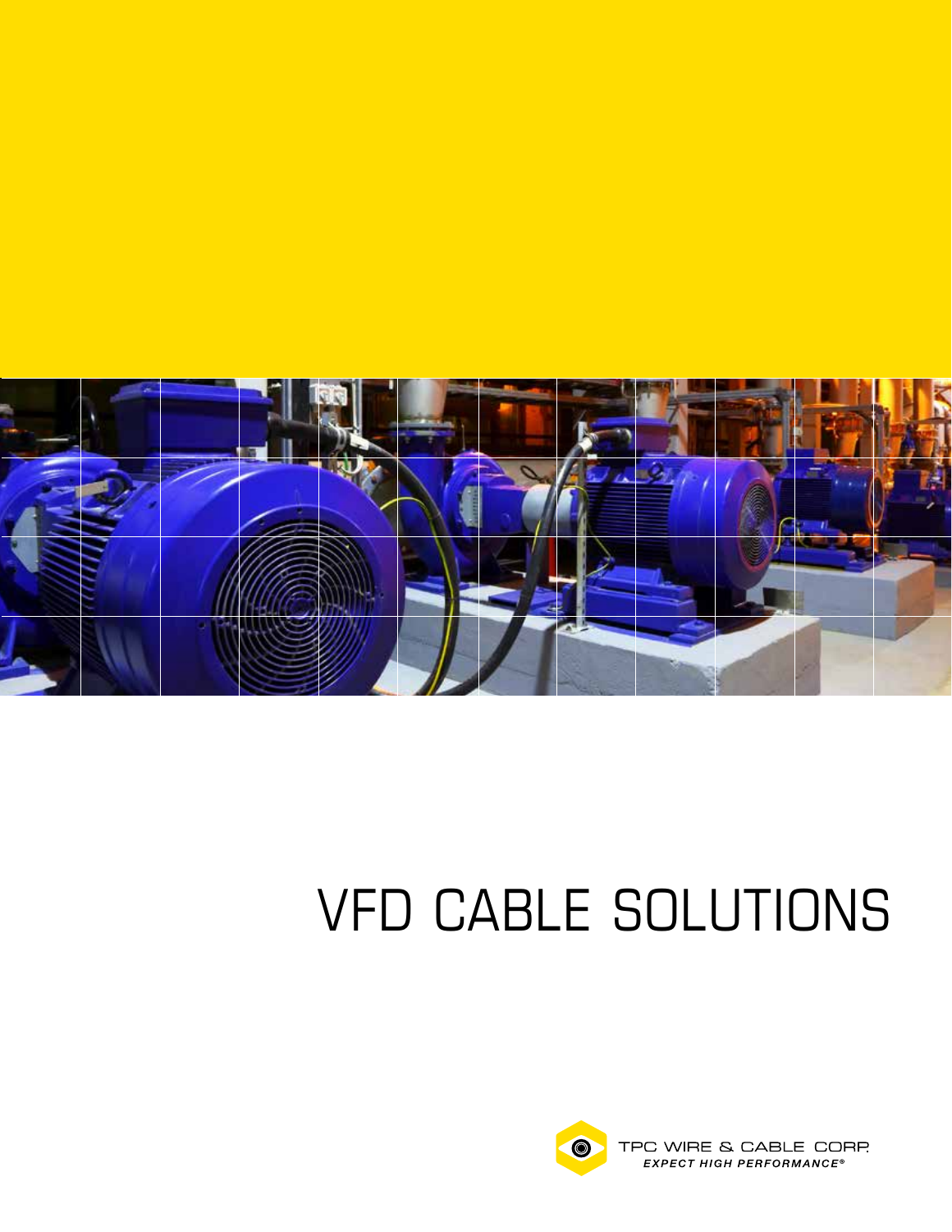# VFD CABLE SOLUTIONS

TPC WIRE & CABLE CORP.

*EXPECT HIGH PERFORMANCE®*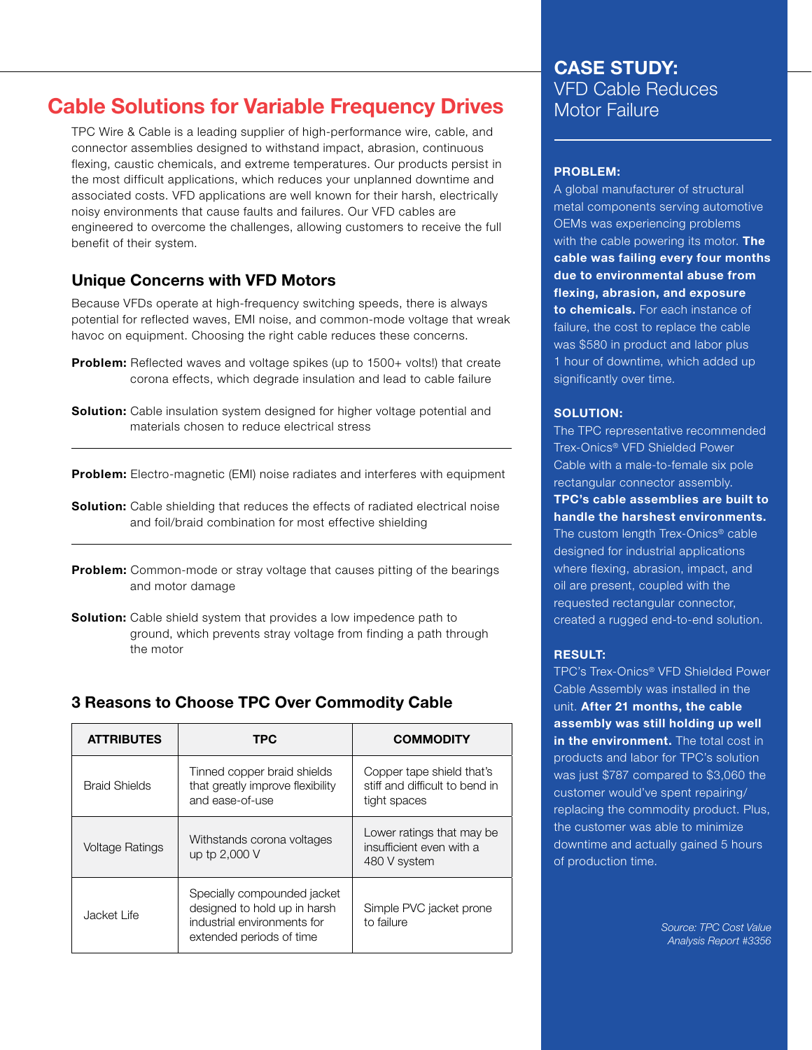# Cable Solutions for Variable Frequency Drives

TPC Wire & Cable is a leading supplier of high-performance wire, cable, and connector assemblies designed to withstand impact, abrasion, continuous flexing, caustic chemicals, and extreme temperatures. Our products persist in the most difficult applications, which reduces your unplanned downtime and associated costs. VFD applications are well known for their harsh, electrically noisy environments that cause faults and failures. Our VFD cables are engineered to overcome the challenges, allowing customers to receive the full benefit of their system.

## Unique Concerns with VFD Motors

Because VFDs operate at high-frequency switching speeds, there is always potential for reflected waves, EMI noise, and common-mode voltage that wreak havoc on equipment. Choosing the right cable reduces these concerns.

**Problem:** Reflected waves and voltage spikes (up to 1500+ volts!) that create corona effects, which degrade insulation and lead to cable failure

**Solution:** Cable insulation system designed for higher voltage potential and materials chosen to reduce electrical stress

---

**Problem:** Electro-magnetic (EMI) noise radiates and interferes with equipment

**Solution:** Cable shielding that reduces the effects of radiated electrical noise and foil/braid combination for most effective shielding

---

**Problem:** Common-mode or stray voltage that causes pitting of the bearings and motor damage

**Solution:** Cable shield system that provides a low impedence path to ground, which prevents stray voltage from finding a path through the motor

## 3 Reasons to Choose TPC Over Commodity Cable

| ATTRIBUTES | TPC | COMMODITY |
|---|---|---|
| Braid Shields | Tinned copper braid shields that greatly improve flexibility and ease-of-use | Copper tape shield that's stiff and difficult to bend in tight spaces |
| Voltage Ratings | Withstands corona voltages up tp 2,000 V | Lower ratings that may be insufficient even with a 480 V system |
| Jacket Life | Specially compounded jacket designed to hold up in harsh industrial environments for extended periods of time | Simple PVC jacket prone to failure |

## CASE STUDY: VFD Cable Reduces Motor Failure

**PROBLEM:**

A global manufacturer of structural metal components serving automotive OEMs was experiencing problems with the cable powering its motor. **The cable was failing every four months due to environmental abuse from flexing, abrasion, and exposure to chemicals.** For each instance of failure, the cost to replace the cable was $580 in product and labor plus 1 hour of downtime, which added up significantly over time.

**SOLUTION:**

The TPC representative recommended Trex-Onics® VFD Shielded Power Cable with a male-to-female six pole rectangular connector assembly. **TPC's cable assemblies are built to handle the harshest environments.** The custom length Trex-Onics® cable designed for industrial applications where flexing, abrasion, impact, and oil are present, coupled with the requested rectangular connector, created a rugged end-to-end solution.

**RESULT:**

TPC's Trex-Onics® VFD Shielded Power Cable Assembly was installed in the unit. **After 21 months, the cable assembly was still holding up well in the environment.** The total cost in products and labor for TPC's solution was just $787 compared to $3,060 the customer would've spent repairing/replacing the commodity product. Plus, the customer was able to minimize downtime and actually gained 5 hours of production time.

*Source: TPC Cost Value Analysis Report #3356*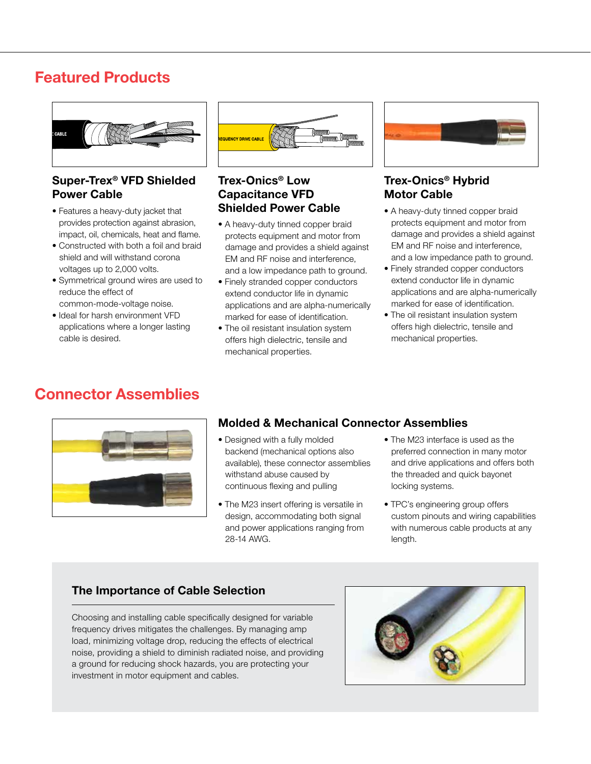## Featured Products

### Super-Trex® VFD Shielded Power Cable

- Features a heavy-duty jacket that provides protection against abrasion, impact, oil, chemicals, heat and flame.
- Constructed with both a foil and braid shield and will withstand corona voltages up to 2,000 volts.
- Symmetrical ground wires are used to reduce the effect of common-mode-voltage noise.
- Ideal for harsh environment VFD applications where a longer lasting cable is desired.

### Trex-Onics® Low Capacitance VFD Shielded Power Cable

- A heavy-duty tinned copper braid protects equipment and motor from damage and provides a shield against EM and RF noise and interference, and a low impedance path to ground.
- Finely stranded copper conductors extend conductor life in dynamic applications and are alpha-numerically marked for ease of identification.
- The oil resistant insulation system offers high dielectric, tensile and mechanical properties.

### Trex-Onics® Hybrid Motor Cable

- A heavy-duty tinned copper braid protects equipment and motor from damage and provides a shield against EM and RF noise and interference, and a low impedance path to ground.
- Finely stranded copper conductors extend conductor life in dynamic applications and are alpha-numerically marked for ease of identification.
- The oil resistant insulation system offers high dielectric, tensile and mechanical properties.

## Connector Assemblies

### Molded & Mechanical Connector Assemblies

- Designed with a fully molded backend (mechanical options also available), these connector assemblies withstand abuse caused by continuous flexing and pulling
- The M23 insert offering is versatile in design, accommodating both signal and power applications ranging from 28-14 AWG.
- The M23 interface is used as the preferred connection in many motor and drive applications and offers both the threaded and quick bayonet locking systems.
- TPC's engineering group offers custom pinouts and wiring capabilities with numerous cable products at any length.

### The Importance of Cable Selection

Choosing and installing cable specifically designed for variable frequency drives mitigates the challenges. By managing amp load, minimizing voltage drop, reducing the effects of electrical noise, providing a shield to diminish radiated noise, and providing a ground for reducing shock hazards, you are protecting your investment in motor equipment and cables.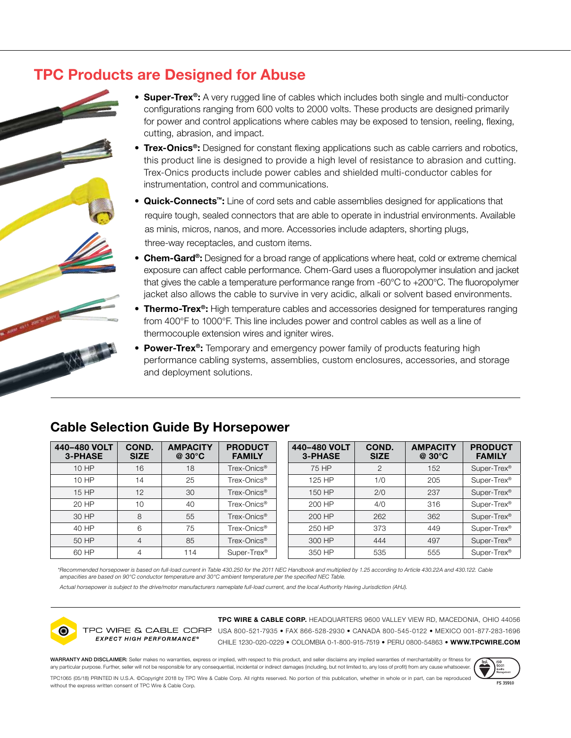## TPC Products are Designed for Abuse

- **Super-Trex®:** A very rugged line of cables which includes both single and multi-conductor configurations ranging from 600 volts to 2000 volts. These products are designed primarily for power and control applications where cables may be exposed to tension, reeling, flexing, cutting, abrasion, and impact.
- **Trex-Onics®:** Designed for constant flexing applications such as cable carriers and robotics, this product line is designed to provide a high level of resistance to abrasion and cutting. Trex-Onics products include power cables and shielded multi-conductor cables for instrumentation, control and communications.
- **Quick-Connects™:** Line of cord sets and cable assemblies designed for applications that require tough, sealed connectors that are able to operate in industrial environments. Available as minis, micros, nanos, and more. Accessories include adapters, shorting plugs, three-way receptacles, and custom items.
- **Chem-Gard®:** Designed for a broad range of applications where heat, cold or extreme chemical exposure can affect cable performance. Chem-Gard uses a fluoropolymer insulation and jacket that gives the cable a temperature performance range from -60°C to +200°C. The fluoropolymer jacket also allows the cable to survive in very acidic, alkali or solvent based environments.
- **Thermo-Trex®:** High temperature cables and accessories designed for temperatures ranging from 400°F to 1000°F. This line includes power and control cables as well as a line of thermocouple extension wires and igniter wires.
- **Power-Trex®:** Temporary and emergency power family of products featuring high performance cabling systems, assemblies, custom enclosures, accessories, and storage and deployment solutions.

## Cable Selection Guide By Horsepower

| 440–480 VOLT 3-PHASE | COND. SIZE | AMPACITY @ 30°C | PRODUCT FAMILY |
|---|---|---|---|
| 10 HP | 16 | 18 | Trex-Onics® |
| 10 HP | 14 | 25 | Trex-Onics® |
| 15 HP | 12 | 30 | Trex-Onics® |
| 20 HP | 10 | 40 | Trex-Onics® |
| 30 HP | 8 | 55 | Trex-Onics® |
| 40 HP | 6 | 75 | Trex-Onics® |
| 50 HP | 4 | 85 | Trex-Onics® |
| 60 HP | 4 | 114 | Super-Trex® |

| 440–480 VOLT 3-PHASE | COND. SIZE | AMPACITY @ 30°C | PRODUCT FAMILY |
|---|---|---|---|
| 75 HP | 2 | 152 | Super-Trex® |
| 125 HP | 1/0 | 205 | Super-Trex® |
| 150 HP | 2/0 | 237 | Super-Trex® |
| 200 HP | 4/0 | 316 | Super-Trex® |
| 200 HP | 262 | 362 | Super-Trex® |
| 250 HP | 373 | 449 | Super-Trex® |
| 300 HP | 444 | 497 | Super-Trex® |
| 350 HP | 535 | 555 | Super-Trex® |

*\*Recommended horsepower is based on full-load current in Table 430.250 for the 2011 NEC Handbook and multiplied by 1.25 according to Article 430.22A and 430.122. Cable ampacities are based on 90°C conductor temperature and 30°C ambient temperature per the specified NEC Table.*

*Actual horsepower is subject to the drive/motor manufacturers nameplate full-load current, and the local Authority Having Jurisdiction (AHJ).*

TPC WIRE & CABLE CORP.
*EXPECT HIGH PERFORMANCE®*

**TPC WIRE & CABLE CORP.** HEADQUARTERS 9600 VALLEY VIEW RD, MACEDONIA, OHIO 44056
USA 800-521-7935 • FAX 866-528-2930 • CANADA 800-545-0122 • MEXICO 001-877-283-1696
CHILE 1230-020-0229 • COLOMBIA 0-1-800-915-7519 • PERU 0800-54863 • **WWW.TPCWIRE.COM**

**WARRANTY AND DISCLAIMER:** Seller makes no warranties, express or implied, with respect to this product, and seller disclaims any implied warranties of merchantability or fitness for any particular purpose. Further, seller will not be responsible for any consequential, incidental or indirect damages (including, but not limited to, any loss of profit) from any cause whatsoever.

TPC1065 (05/18) PRINTED IN U.S.A. ©Copyright 2018 by TPC Wire & Cable Corp. All rights reserved. No portion of this publication, whether in whole or in part, can be reproduced without the express written consent of TPC Wire & Cable Corp.

FS 35910